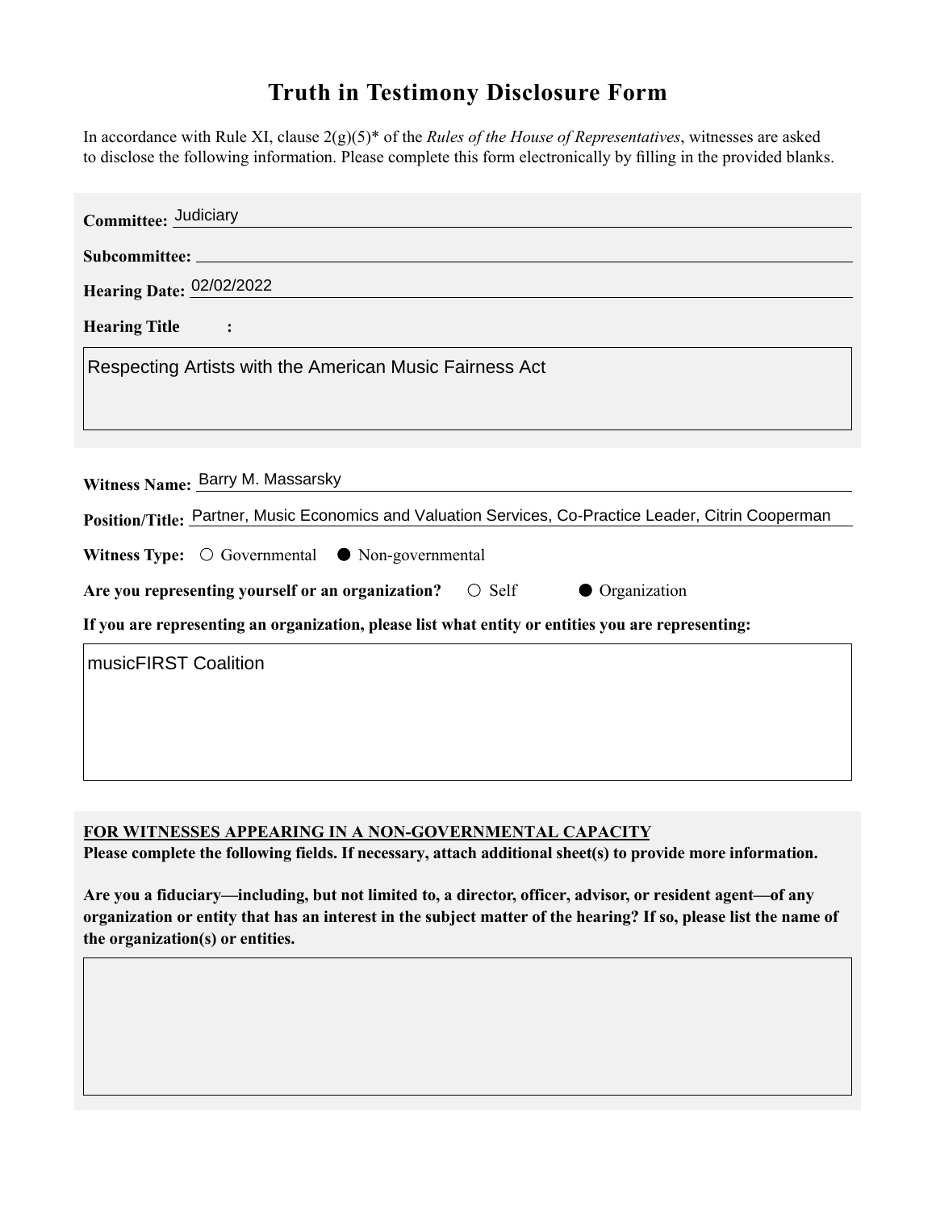# Truth in Testimony Disclosure Form

In accordance with Rule XI, clause 2(g)(5)* of the *Rules of the House of Representatives*, witnesses are asked to disclose the following information. Please complete this form electronically by filling in the provided blanks.

**Committee:** Judiciary

**Subcommittee:**

**Hearing Date:** 02/02/2022

**Hearing Title:**

Respecting Artists with the American Music Fairness Act

**Witness Name:** Barry M. Massarsky

**Position/Title:** Partner, Music Economics and Valuation Services, Co-Practice Leader, Citrin Cooperman

**Witness Type:** ○ Governmental ● Non-governmental

**Are you representing yourself or an organization?** ○ Self ● Organization

**If you are representing an organization, please list what entity or entities you are representing:**

musicFIRST Coalition

**FOR WITNESSES APPEARING IN A NON-GOVERNMENTAL CAPACITY**

**Please complete the following fields. If necessary, attach additional sheet(s) to provide more information.**

**Are you a fiduciary—including, but not limited to, a director, officer, advisor, or resident agent—of any organization or entity that has an interest in the subject matter of the hearing? If so, please list the name of the organization(s) or entities.**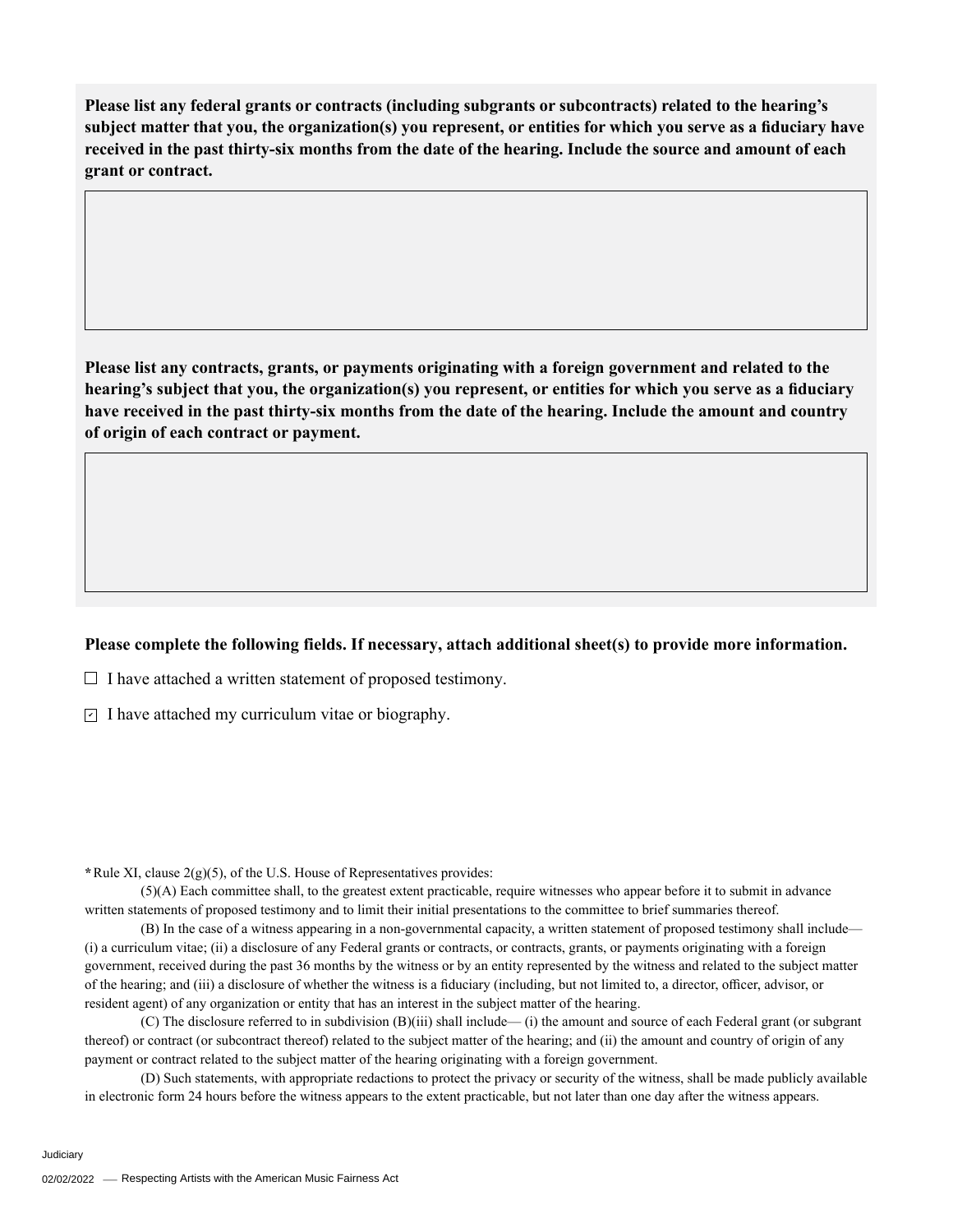**Please list any federal grants or contracts (including subgrants or subcontracts) related to the hearing's subject matter that you, the organization(s) you represent, or entities for which you serve as a fiduciary have received in the past thirty-six months from the date of the hearing. Include the source and amount of each grant or contract.**

**Please list any contracts, grants, or payments originating with a foreign government and related to the hearing's subject that you, the organization(s) you represent, or entities for which you serve as a fiduciary have received in the past thirty-six months from the date of the hearing. Include the amount and country of origin of each contract or payment.**

**Please complete the following fields. If necessary, attach additional sheet(s) to provide more information.**

☐ I have attached a written statement of proposed testimony.

☑ I have attached my curriculum vitae or biography.

*Rule XI, clause 2(g)(5), of the U.S. House of Representatives provides:

(5)(A) Each committee shall, to the greatest extent practicable, require witnesses who appear before it to submit in advance written statements of proposed testimony and to limit their initial presentations to the committee to brief summaries thereof.

(B) In the case of a witness appearing in a non-governmental capacity, a written statement of proposed testimony shall include— (i) a curriculum vitae; (ii) a disclosure of any Federal grants or contracts, or contracts, grants, or payments originating with a foreign government, received during the past 36 months by the witness or by an entity represented by the witness and related to the subject matter of the hearing; and (iii) a disclosure of whether the witness is a fiduciary (including, but not limited to, a director, officer, advisor, or resident agent) of any organization or entity that has an interest in the subject matter of the hearing.

(C) The disclosure referred to in subdivision (B)(iii) shall include— (i) the amount and source of each Federal grant (or subgrant thereof) or contract (or subcontract thereof) related to the subject matter of the hearing; and (ii) the amount and country of origin of any payment or contract related to the subject matter of the hearing originating with a foreign government.

(D) Such statements, with appropriate redactions to protect the privacy or security of the witness, shall be made publicly available in electronic form 24 hours before the witness appears to the extent practicable, but not later than one day after the witness appears.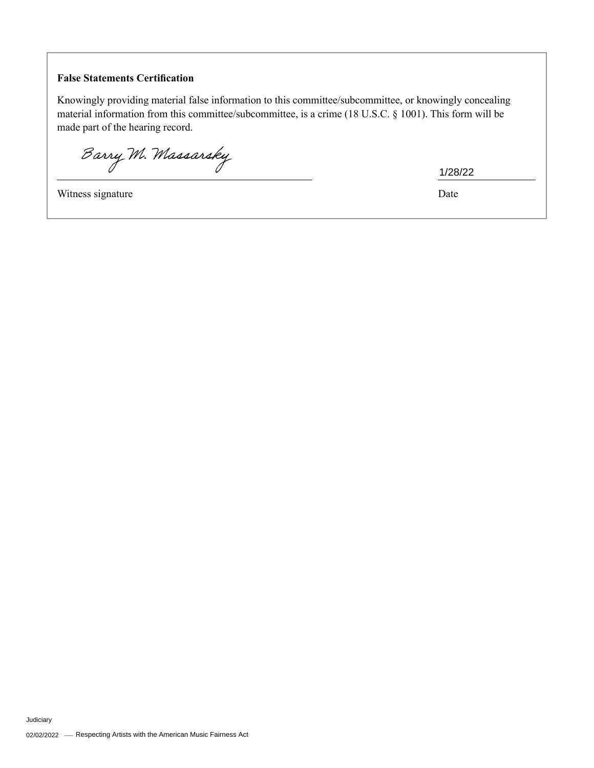**False Statements Certification**

Knowingly providing material false information to this committee/subcommittee, or knowingly concealing material information from this committee/subcommittee, is a crime (18 U.S.C. § 1001). This form will be made part of the hearing record.

Barry M. Massarsky

Witness signature

1/28/22

Date